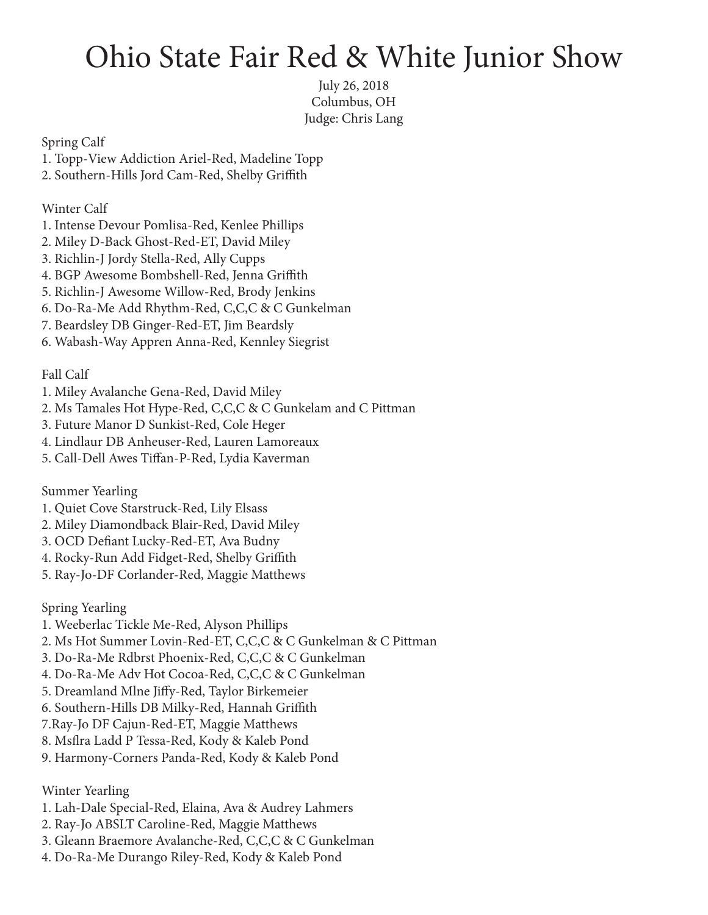# Ohio State Fair Red & White Junior Show

July 26, 2018
Columbus, OH
Judge: Chris Lang

Spring Calf
1. Topp-View Addiction Ariel-Red, Madeline Topp
2. Southern-Hills Jord Cam-Red, Shelby Griffith

Winter Calf
1. Intense Devour Pomlisa-Red, Kenlee Phillips
2. Miley D-Back Ghost-Red-ET, David Miley
3. Richlin-J Jordy Stella-Red, Ally Cupps
4. BGP Awesome Bombshell-Red, Jenna Griffith
5. Richlin-J Awesome Willow-Red, Brody Jenkins
6. Do-Ra-Me Add Rhythm-Red, C,C,C & C Gunkelman
7. Beardsley DB Ginger-Red-ET, Jim Beardsly
6. Wabash-Way Appren Anna-Red, Kennley Siegrist

Fall Calf
1. Miley Avalanche Gena-Red, David Miley
2. Ms Tamales Hot Hype-Red, C,C,C & C Gunkelam and C Pittman
3. Future Manor D Sunkist-Red, Cole Heger
4. Lindlaur DB Anheuser-Red, Lauren Lamoreaux
5. Call-Dell Awes Tiffan-P-Red, Lydia Kaverman

Summer Yearling
1. Quiet Cove Starstruck-Red, Lily Elsass
2. Miley Diamondback Blair-Red, David Miley
3. OCD Defiant Lucky-Red-ET, Ava Budny
4. Rocky-Run Add Fidget-Red, Shelby Griffith
5. Ray-Jo-DF Corlander-Red, Maggie Matthews

Spring Yearling
1. Weeberlac Tickle Me-Red, Alyson Phillips
2. Ms Hot Summer Lovin-Red-ET, C,C,C & C Gunkelman & C Pittman
3. Do-Ra-Me Rdbrst Phoenix-Red, C,C,C & C Gunkelman
4. Do-Ra-Me Adv Hot Cocoa-Red, C,C,C & C Gunkelman
5. Dreamland Mlne Jiffy-Red, Taylor Birkemeier
6. Southern-Hills DB Milky-Red, Hannah Griffith
7.Ray-Jo DF Cajun-Red-ET, Maggie Matthews
8. Msflra Ladd P Tessa-Red, Kody & Kaleb Pond
9. Harmony-Corners Panda-Red, Kody & Kaleb Pond

Winter Yearling
1. Lah-Dale Special-Red, Elaina, Ava & Audrey Lahmers
2. Ray-Jo ABSLT Caroline-Red, Maggie Matthews
3. Gleann Braemore Avalanche-Red, C,C,C & C Gunkelman
4. Do-Ra-Me Durango Riley-Red, Kody & Kaleb Pond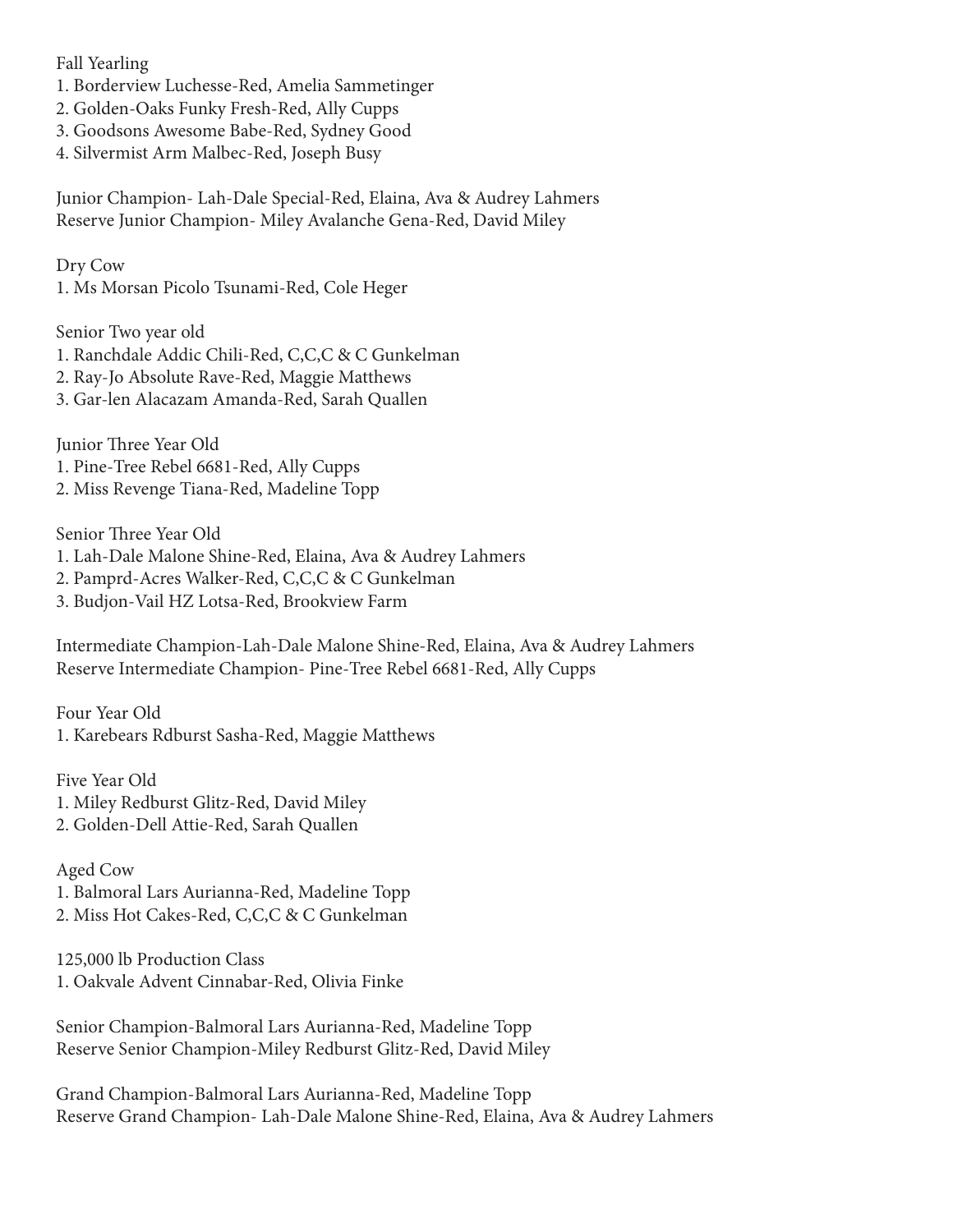Fall Yearling

1. Borderview Luchesse-Red, Amelia Sammetinger
2. Golden-Oaks Funky Fresh-Red, Ally Cupps
3. Goodsons Awesome Babe-Red, Sydney Good
4. Silvermist Arm Malbec-Red, Joseph Busy

Junior Champion- Lah-Dale Special-Red, Elaina, Ava & Audrey Lahmers
Reserve Junior Champion- Miley Avalanche Gena-Red, David Miley

Dry Cow

1. Ms Morsan Picolo Tsunami-Red, Cole Heger

Senior Two year old

1. Ranchdale Addic Chili-Red, C,C,C & C Gunkelman
2. Ray-Jo Absolute Rave-Red, Maggie Matthews
3. Gar-len Alacazam Amanda-Red, Sarah Quallen

Junior Three Year Old

1. Pine-Tree Rebel 6681-Red, Ally Cupps
2. Miss Revenge Tiana-Red, Madeline Topp

Senior Three Year Old

1. Lah-Dale Malone Shine-Red, Elaina, Ava & Audrey Lahmers
2. Pamprd-Acres Walker-Red, C,C,C & C Gunkelman
3. Budjon-Vail HZ Lotsa-Red, Brookview Farm

Intermediate Champion-Lah-Dale Malone Shine-Red, Elaina, Ava & Audrey Lahmers
Reserve Intermediate Champion- Pine-Tree Rebel 6681-Red, Ally Cupps

Four Year Old

1. Karebears Rdburst Sasha-Red, Maggie Matthews

Five Year Old

1. Miley Redburst Glitz-Red, David Miley
2. Golden-Dell Attie-Red, Sarah Quallen

Aged Cow

1. Balmoral Lars Aurianna-Red, Madeline Topp
2. Miss Hot Cakes-Red, C,C,C & C Gunkelman

125,000 lb Production Class

1. Oakvale Advent Cinnabar-Red, Olivia Finke

Senior Champion-Balmoral Lars Aurianna-Red, Madeline Topp
Reserve Senior Champion-Miley Redburst Glitz-Red, David Miley

Grand Champion-Balmoral Lars Aurianna-Red, Madeline Topp
Reserve Grand Champion- Lah-Dale Malone Shine-Red, Elaina, Ava & Audrey Lahmers